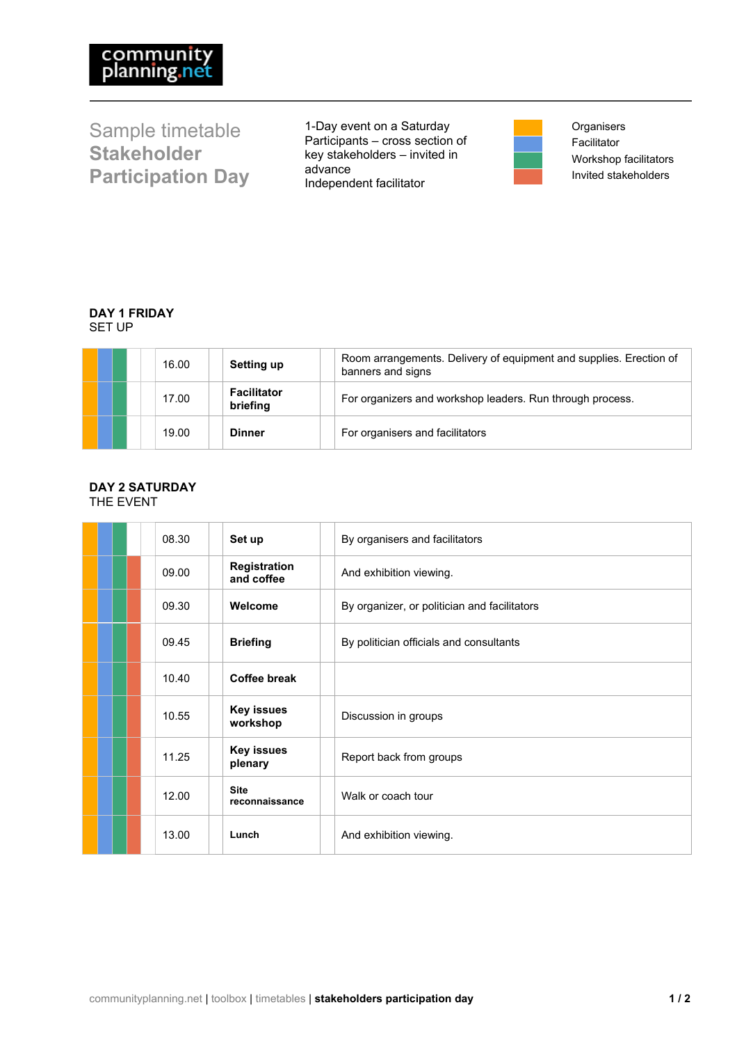# Sample timetable **Stakeholder Participation Day**

1-Day event on a Saturday
Participants – cross section of key stakeholders – invited in advance
Independent facilitator

- Organisers (orange)
- Facilitator (blue)
- Workshop facilitators (green)
- Invited stakeholders (red)

**DAY 1 FRIDAY**
SET UP

| Organisers | Facilitator | Workshop facilitators | Invited stakeholders | Time | Activity | Details |
|---|---|---|---|---|---|---|
| ■ | ■ | ■ | | 16.00 | **Setting up** | Room arrangements. Delivery of equipment and supplies. Erection of banners and signs |
| ■ | ■ | ■ | | 17.00 | **Facilitator briefing** | For organizers and workshop leaders. Run through process. |
| ■ | ■ | ■ | | 19.00 | **Dinner** | For organisers and facilitators |

**DAY 2 SATURDAY**
THE EVENT

| Organisers | Facilitator | Workshop facilitators | Invited stakeholders | Time | Activity | Details |
|---|---|---|---|---|---|---|
| ■ | ■ | ■ | | 08.30 | **Set up** | By organisers and facilitators |
| ■ | ■ | ■ | ■ | 09.00 | **Registration and coffee** | And exhibition viewing. |
| ■ | ■ | ■ | ■ | 09.30 | **Welcome** | By organizer, or politician and facilitators |
| ■ | ■ | ■ | ■ | 09.45 | **Briefing** | By politician officials and consultants |
| ■ | ■ | ■ | ■ | 10.40 | **Coffee break** | |
| ■ | ■ | ■ | ■ | 10.55 | **Key issues workshop** | Discussion in groups |
| ■ | ■ | ■ | ■ | 11.25 | **Key issues plenary** | Report back from groups |
| ■ | ■ | ■ | ■ | 12.00 | **Site reconnaissance** | Walk or coach tour |
| ■ | ■ | ■ | ■ | 13.00 | **Lunch** | And exhibition viewing. |

communityplanning.net | toolbox | timetables | **stakeholders participation day**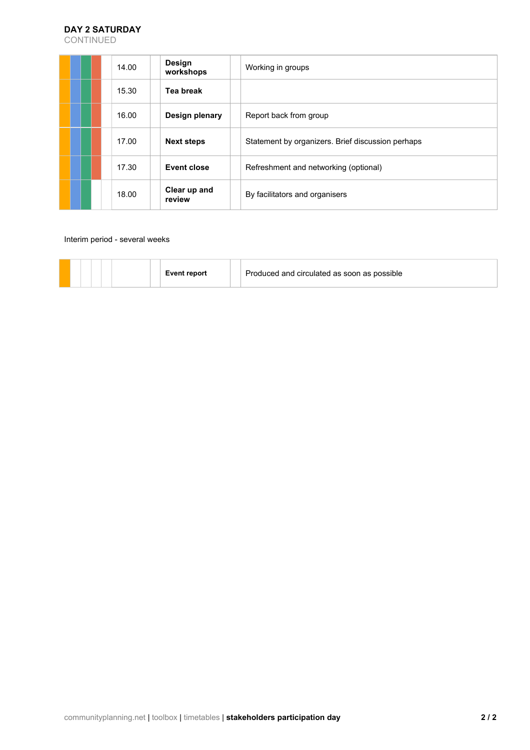**DAY 2 SATURDAY**
CONTINUED

| | | | |
|---|---|---|---|
| 14.00 | **Design workshops** | | Working in groups |
| 15.30 | **Tea break** | | |
| 16.00 | **Design plenary** | | Report back from group |
| 17.00 | **Next steps** | | Statement by organizers. Brief discussion perhaps |
| 17.30 | **Event close** | | Refreshment and networking (optional) |
| 18.00 | **Clear up and review** | | By facilitators and organisers |

Interim period - several weeks

| | | | |
|---|---|---|---|
| | **Event report** | | Produced and circulated as soon as possible |